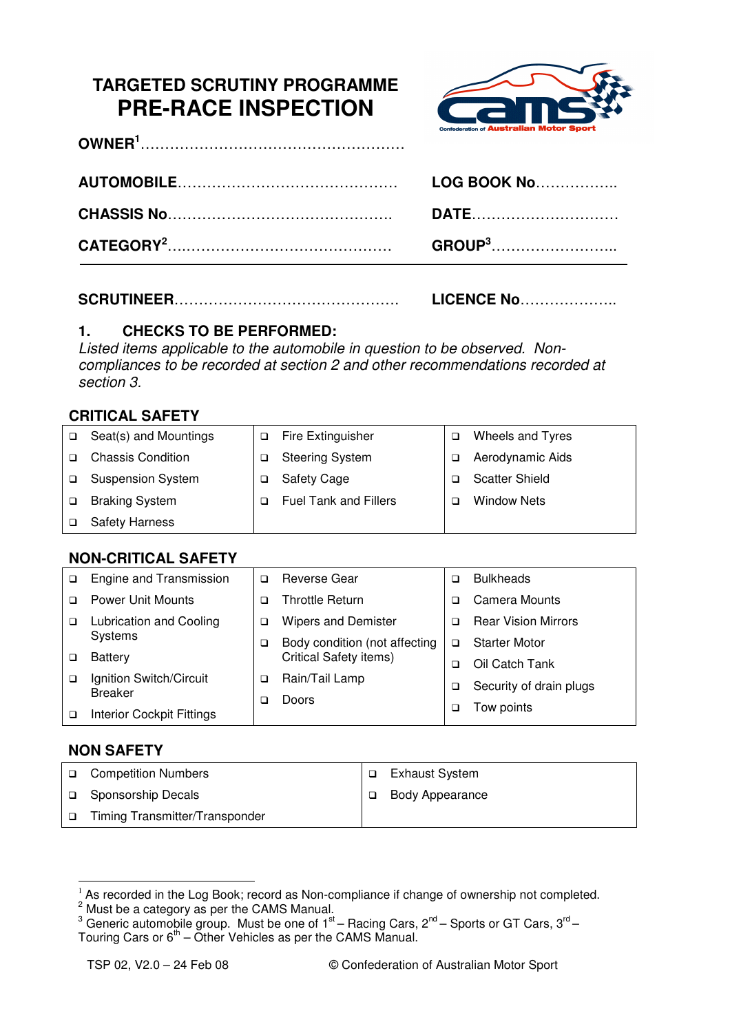# TARGETED SCRUTINY PROGRAMME
# PRE-RACE INSPECTION

**OWNER**[1]……………………………………………….

**AUTOMOBILE**……………………………………… **LOG BOOK No**……………..

**CHASSIS No**……………………………………….. **DATE**…………………………

**CATEGORY**[2]……………………………………… **GROUP**[3]……………………..

**SCRUTINEER**……………………………………… **LICENCE No**………………..

## 1. CHECKS TO BE PERFORMED:

*Listed items applicable to the automobile in question to be observed. Non-compliances to be recorded at section 2 and other recommendations recorded at section 3.*

### CRITICAL SAFETY

| | | |
|---|---|---|
| ❑ Seat(s) and Mountings | ❑ Fire Extinguisher | ❑ Wheels and Tyres |
| ❑ Chassis Condition | ❑ Steering System | ❑ Aerodynamic Aids |
| ❑ Suspension System | ❑ Safety Cage | ❑ Scatter Shield |
| ❑ Braking System | ❑ Fuel Tank and Fillers | ❑ Window Nets |
| ❑ Safety Harness | | |

### NON-CRITICAL SAFETY

| | | |
|---|---|---|
| ❑ Engine and Transmission | ❑ Reverse Gear | ❑ Bulkheads |
| ❑ Power Unit Mounts | ❑ Throttle Return | ❑ Camera Mounts |
| ❑ Lubrication and Cooling Systems | ❑ Wipers and Demister | ❑ Rear Vision Mirrors |
| ❑ Battery | ❑ Body condition (not affecting Critical Safety items) | ❑ Starter Motor |
| ❑ Ignition Switch/Circuit Breaker | ❑ Rain/Tail Lamp | ❑ Oil Catch Tank |
| ❑ Interior Cockpit Fittings | ❑ Doors | ❑ Security of drain plugs |
| | | ❑ Tow points |

### NON SAFETY

| | |
|---|---|
| ❑ Competition Numbers | ❑ Exhaust System |
| ❑ Sponsorship Decals | ❑ Body Appearance |
| ❑ Timing Transmitter/Transponder | |

---

[1] As recorded in the Log Book; record as Non-compliance if change of ownership not completed.
[2] Must be a category as per the CAMS Manual.
[3] Generic automobile group. Must be one of 1st – Racing Cars, 2nd – Sports or GT Cars, 3rd – Touring Cars or 6th – Other Vehicles as per the CAMS Manual.

TSP 02, V2.0 – 24 Feb 08 © Confederation of Australian Motor Sport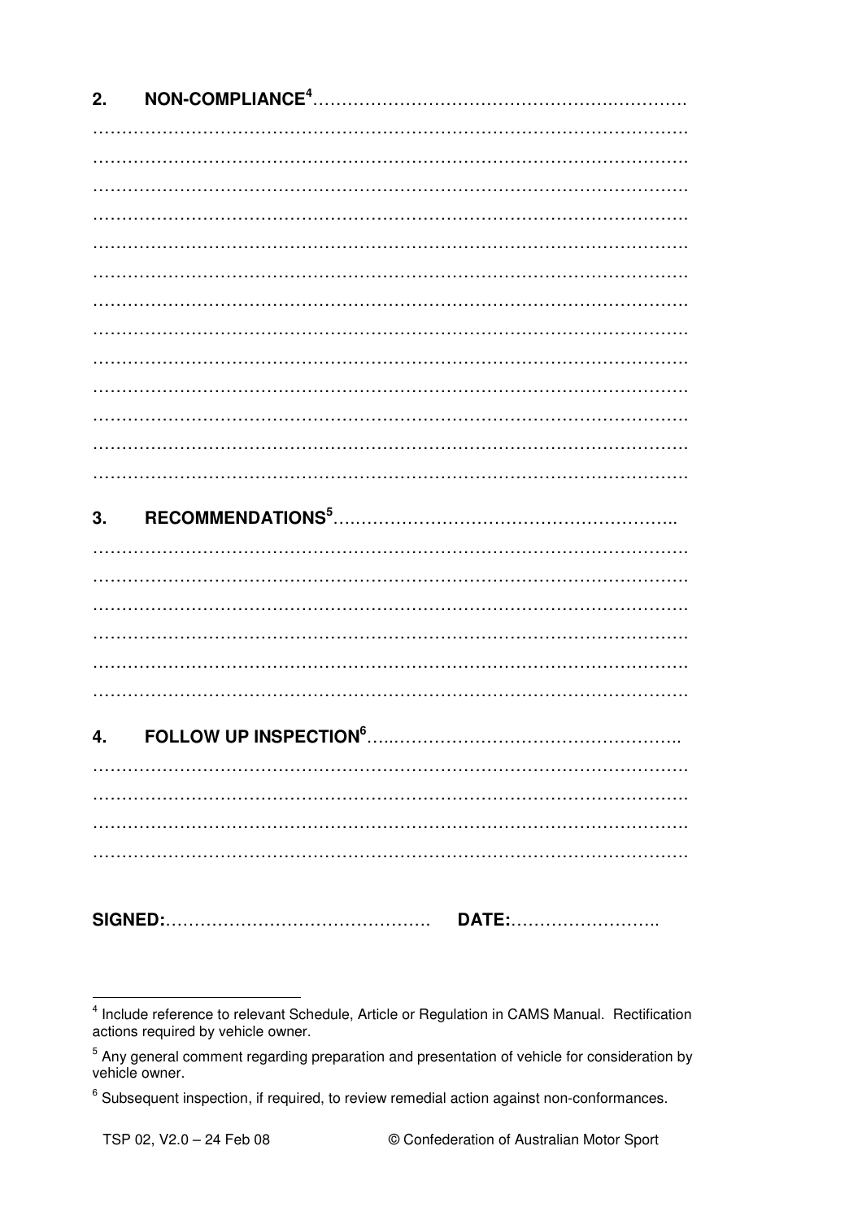## 2. NON-COMPLIANCE[4]………………………………………………………

………………………………………………………………………………………
………………………………………………………………………………………
………………………………………………………………………………………
………………………………………………………………………………………
………………………………………………………………………………………
………………………………………………………………………………………
………………………………………………………………………………………
………………………………………………………………………………………
………………………………………………………………………………………
………………………………………………………………………………………
………………………………………………………………………………………
………………………………………………………………………………………
………………………………………………………………………………………

## 3. RECOMMENDATIONS[5]……………………………………………………

………………………………………………………………………………………
………………………………………………………………………………………
………………………………………………………………………………………
………………………………………………………………………………………
………………………………………………………………………………………
………………………………………………………………………………………

## 4. FOLLOW UP INSPECTION[6]……………………………………………

………………………………………………………………………………………
………………………………………………………………………………………
………………………………………………………………………………………
………………………………………………………………………………………

**SIGNED:**……………………………………… **DATE:**……………………..

---

[4] Include reference to relevant Schedule, Article or Regulation in CAMS Manual. Rectification actions required by vehicle owner.

[5] Any general comment regarding preparation and presentation of vehicle for consideration by vehicle owner.

[6] Subsequent inspection, if required, to review remedial action against non-conformances.

TSP 02, V2.0 – 24 Feb 08 © Confederation of Australian Motor Sport